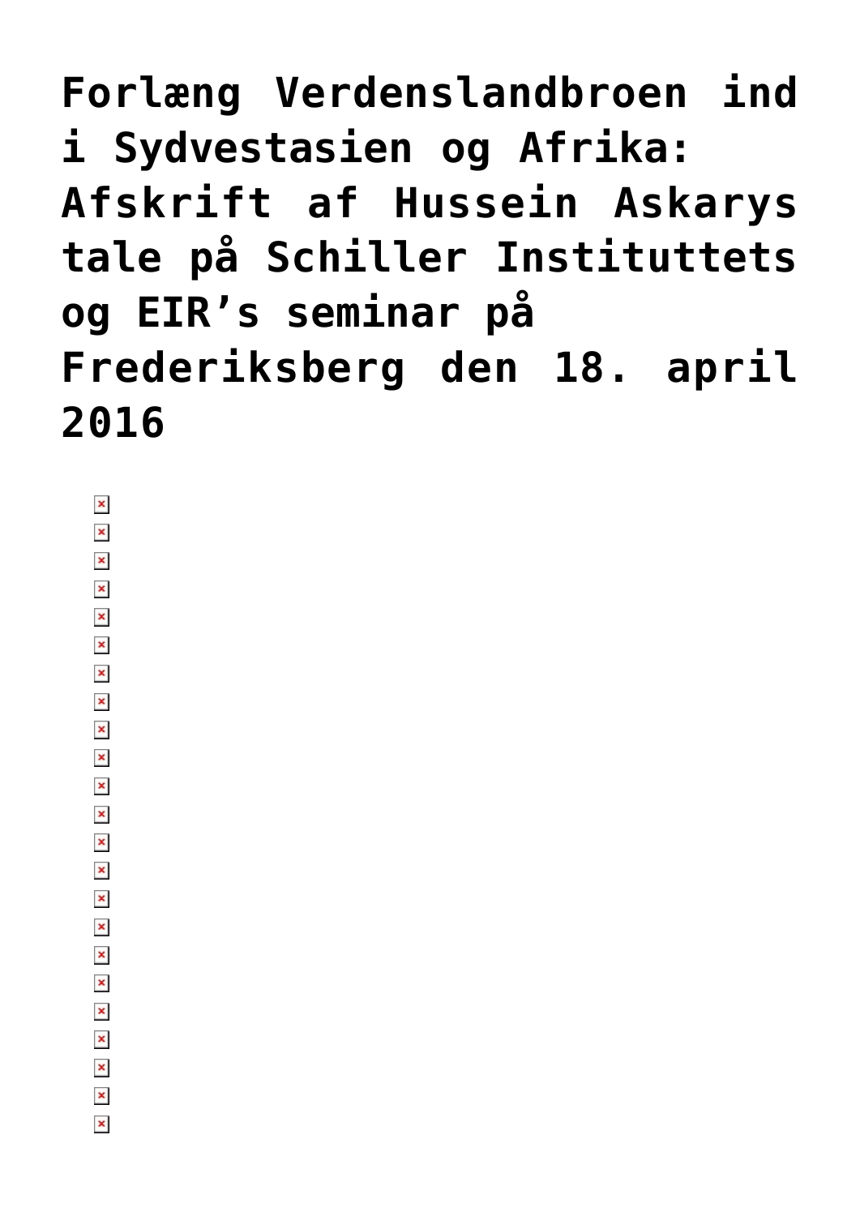# Forlæng Verdenslandbroen ind i Sydvestasien og Afrika: Afskrift af Hussein Askarys tale på Schiller Instituttets og EIR's seminar på Frederiksberg den 18. april 2016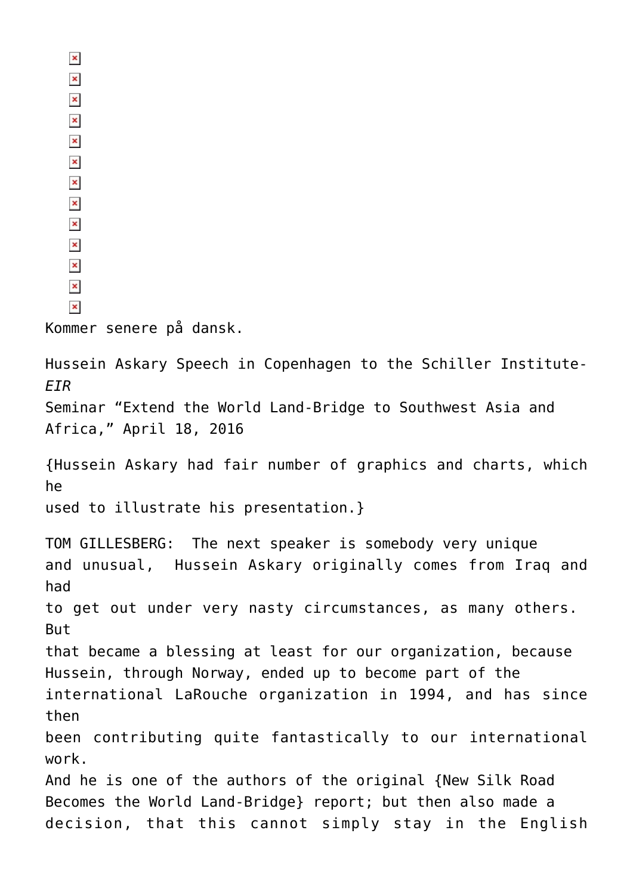Kommer senere på dansk.

Hussein Askary Speech in Copenhagen to the Schiller Institute-*EIR* Seminar "Extend the World Land-Bridge to Southwest Asia and Africa," April 18, 2016

{Hussein Askary had fair number of graphics and charts, which he used to illustrate his presentation.}

TOM GILLESBERG: The next speaker is somebody very unique and unusual, Hussein Askary originally comes from Iraq and had to get out under very nasty circumstances, as many others. But that became a blessing at least for our organization, because Hussein, through Norway, ended up to become part of the international LaRouche organization in 1994, and has since then been contributing quite fantastically to our international work. And he is one of the authors of the original {New Silk Road Becomes the World Land-Bridge} report; but then also made a decision, that this cannot simply stay in the English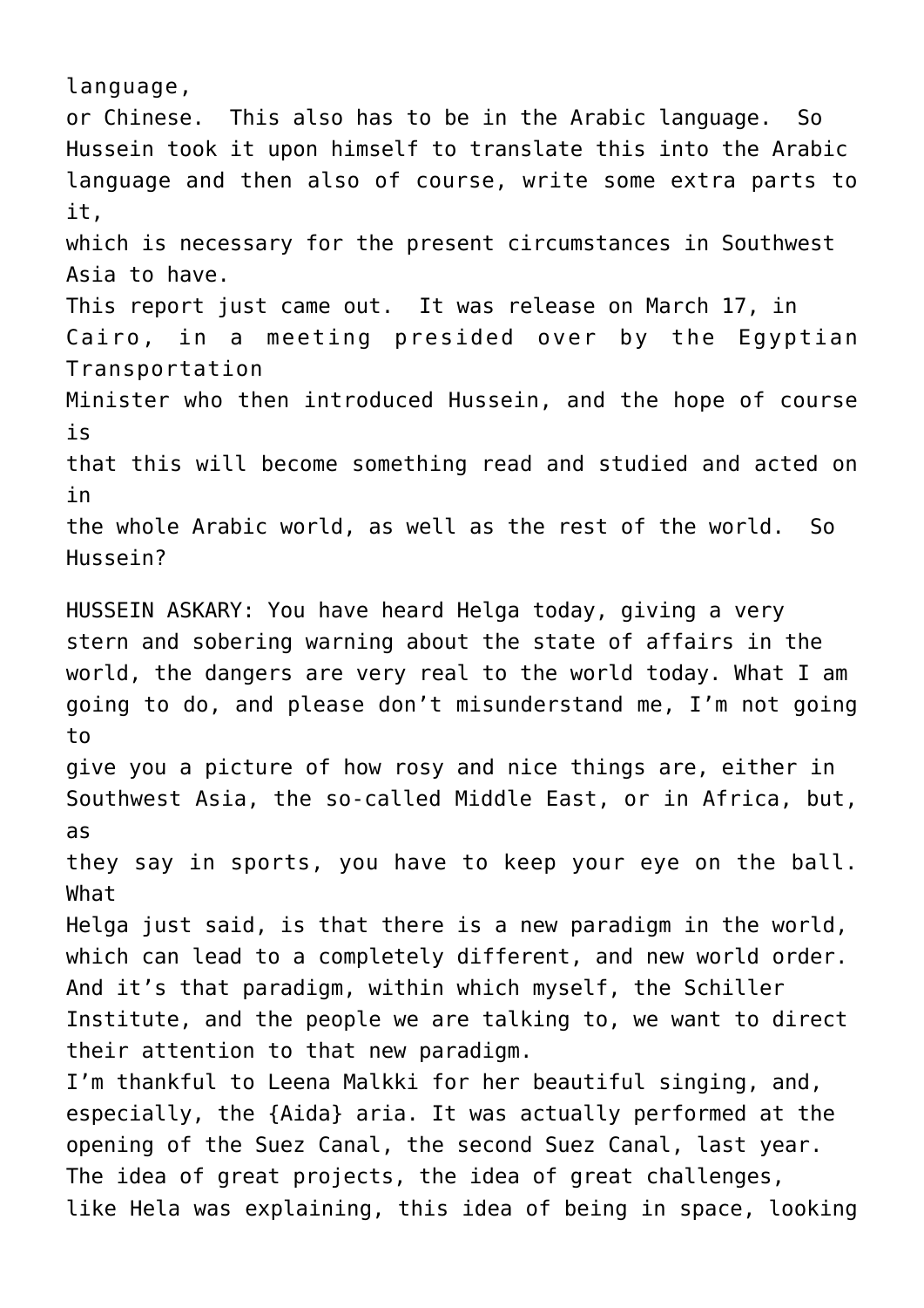language,
or Chinese. This also has to be in the Arabic language. So Hussein took it upon himself to translate this into the Arabic language and then also of course, write some extra parts to it,
which is necessary for the present circumstances in Southwest Asia to have.
This report just came out. It was release on March 17, in Cairo, in a meeting presided over by the Egyptian Transportation
Minister who then introduced Hussein, and the hope of course is
that this will become something read and studied and acted on in
the whole Arabic world, as well as the rest of the world. So Hussein?

HUSSEIN ASKARY: You have heard Helga today, giving a very stern and sobering warning about the state of affairs in the world, the dangers are very real to the world today. What I am going to do, and please don't misunderstand me, I'm not going to
give you a picture of how rosy and nice things are, either in Southwest Asia, the so-called Middle East, or in Africa, but, as
they say in sports, you have to keep your eye on the ball. What
Helga just said, is that there is a new paradigm in the world, which can lead to a completely different, and new world order. And it's that paradigm, within which myself, the Schiller Institute, and the people we are talking to, we want to direct their attention to that new paradigm.
I'm thankful to Leena Malkki for her beautiful singing, and, especially, the {Aida} aria. It was actually performed at the opening of the Suez Canal, the second Suez Canal, last year. The idea of great projects, the idea of great challenges, like Hela was explaining, this idea of being in space, looking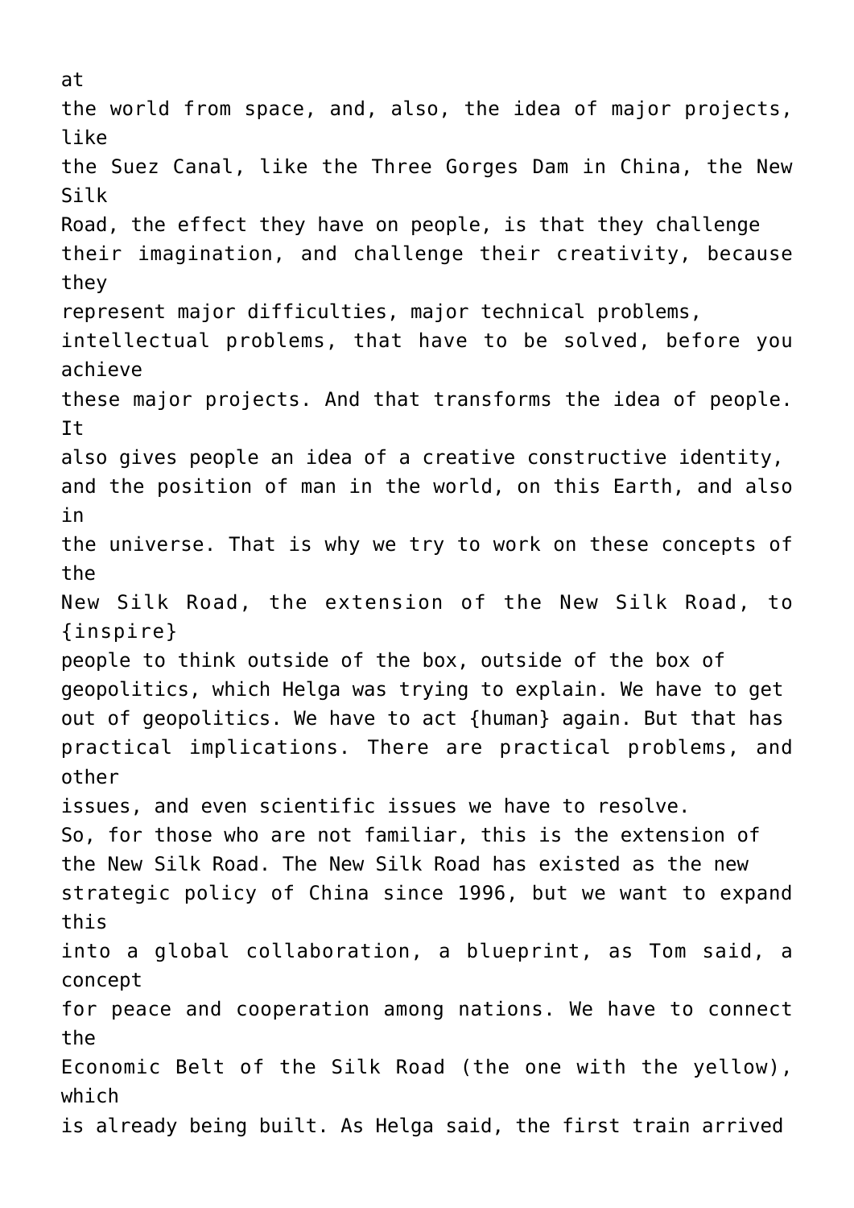at the world from space, and, also, the idea of major projects, like the Suez Canal, like the Three Gorges Dam in China, the New Silk Road, the effect they have on people, is that they challenge their imagination, and challenge their creativity, because they represent major difficulties, major technical problems, intellectual problems, that have to be solved, before you achieve these major projects. And that transforms the idea of people. It also gives people an idea of a creative constructive identity, and the position of man in the world, on this Earth, and also in the universe. That is why we try to work on these concepts of the New Silk Road, the extension of the New Silk Road, to {inspire} people to think outside of the box, outside of the box of geopolitics, which Helga was trying to explain. We have to get out of geopolitics. We have to act {human} again. But that has practical implications. There are practical problems, and other issues, and even scientific issues we have to resolve.

So, for those who are not familiar, this is the extension of the New Silk Road. The New Silk Road has existed as the new strategic policy of China since 1996, but we want to expand this into a global collaboration, a blueprint, as Tom said, a concept for peace and cooperation among nations. We have to connect the Economic Belt of the Silk Road (the one with the yellow), which is already being built. As Helga said, the first train arrived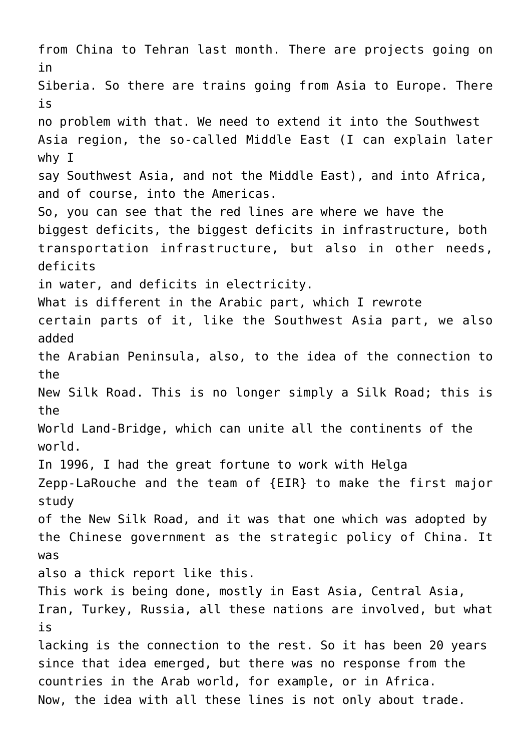from China to Tehran last month. There are projects going on in Siberia. So there are trains going from Asia to Europe. There is no problem with that. We need to extend it into the Southwest Asia region, the so-called Middle East (I can explain later why I say Southwest Asia, and not the Middle East), and into Africa, and of course, into the Americas.

So, you can see that the red lines are where we have the biggest deficits, the biggest deficits in infrastructure, both transportation infrastructure, but also in other needs, deficits in water, and deficits in electricity.

What is different in the Arabic part, which I rewrote certain parts of it, like the Southwest Asia part, we also added the Arabian Peninsula, also, to the idea of the connection to the New Silk Road. This is no longer simply a Silk Road; this is the World Land-Bridge, which can unite all the continents of the world.

In 1996, I had the great fortune to work with Helga Zepp-LaRouche and the team of {EIR} to make the first major study of the New Silk Road, and it was that one which was adopted by the Chinese government as the strategic policy of China. It was also a thick report like this.

This work is being done, mostly in East Asia, Central Asia, Iran, Turkey, Russia, all these nations are involved, but what is lacking is the connection to the rest. So it has been 20 years since that idea emerged, but there was no response from the countries in the Arab world, for example, or in Africa.

Now, the idea with all these lines is not only about trade.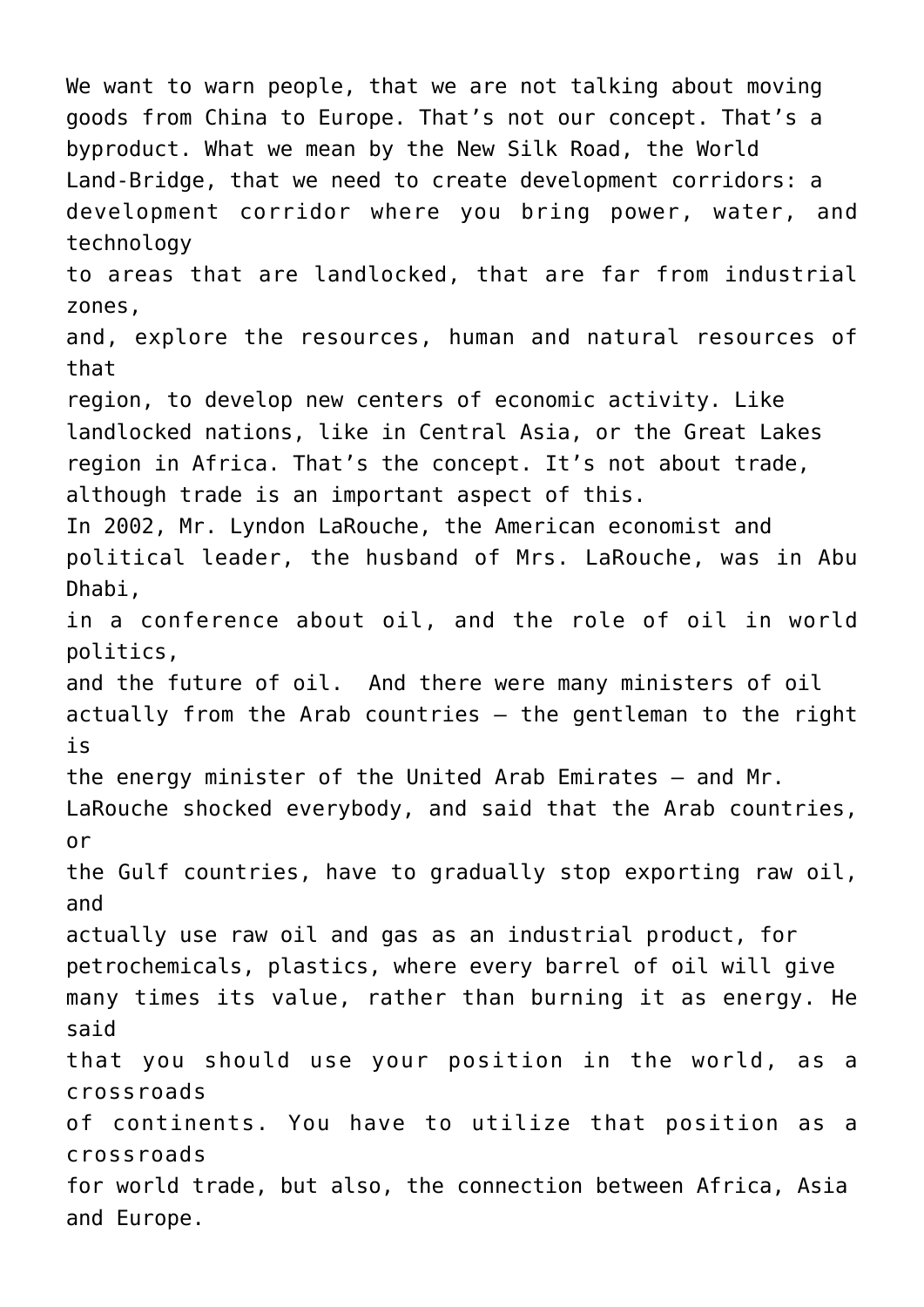We want to warn people, that we are not talking about moving goods from China to Europe. That's not our concept. That's a byproduct. What we mean by the New Silk Road, the World Land-Bridge, that we need to create development corridors: a development corridor where you bring power, water, and technology to areas that are landlocked, that are far from industrial zones, and, explore the resources, human and natural resources of that region, to develop new centers of economic activity. Like landlocked nations, like in Central Asia, or the Great Lakes region in Africa. That's the concept. It's not about trade, although trade is an important aspect of this.

In 2002, Mr. Lyndon LaRouche, the American economist and political leader, the husband of Mrs. LaRouche, was in Abu Dhabi, in a conference about oil, and the role of oil in world politics, and the future of oil. And there were many ministers of oil actually from the Arab countries — the gentleman to the right is the energy minister of the United Arab Emirates — and Mr. LaRouche shocked everybody, and said that the Arab countries, or the Gulf countries, have to gradually stop exporting raw oil, and actually use raw oil and gas as an industrial product, for petrochemicals, plastics, where every barrel of oil will give many times its value, rather than burning it as energy. He said that you should use your position in the world, as a crossroads of continents. You have to utilize that position as a crossroads for world trade, but also, the connection between Africa, Asia and Europe.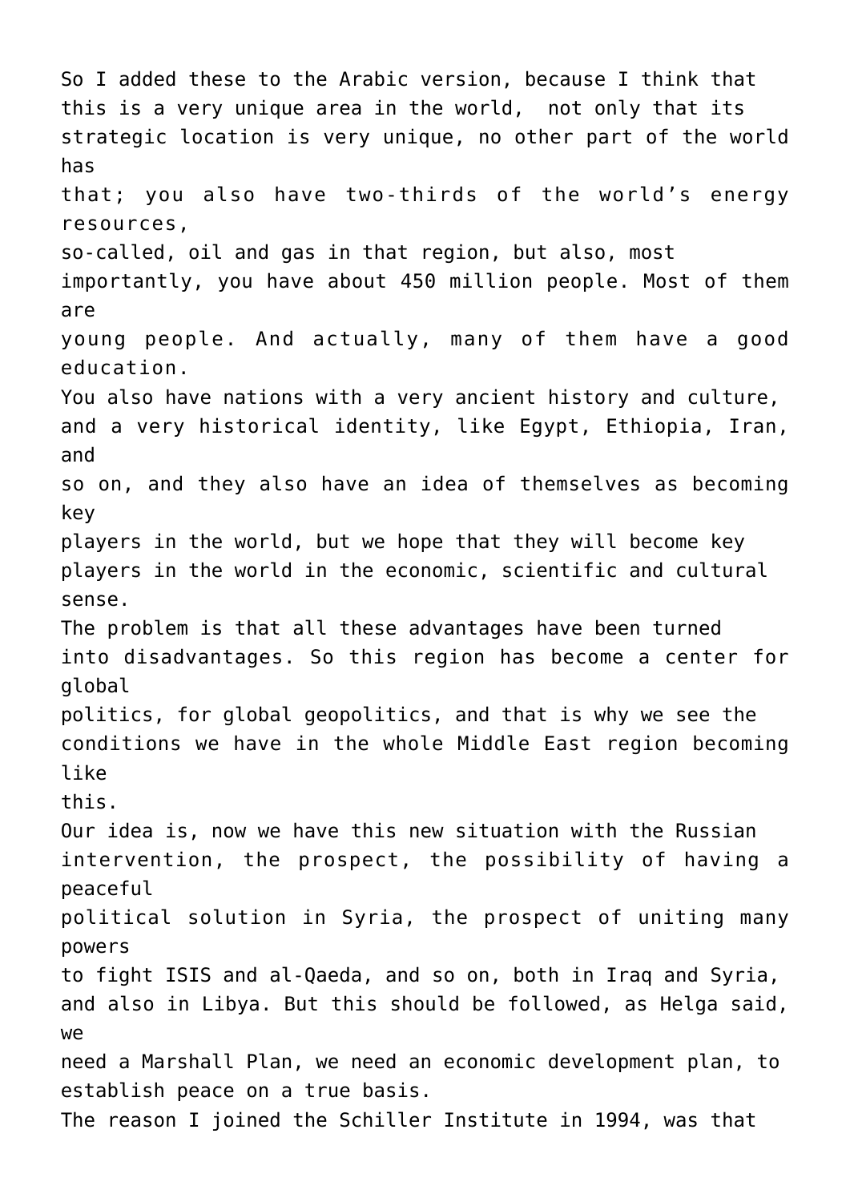So I added these to the Arabic version, because I think that this is a very unique area in the world, not only that its strategic location is very unique, no other part of the world has that; you also have two-thirds of the world's energy resources, so-called, oil and gas in that region, but also, most importantly, you have about 450 million people. Most of them are young people. And actually, many of them have a good education.

You also have nations with a very ancient history and culture, and a very historical identity, like Egypt, Ethiopia, Iran, and so on, and they also have an idea of themselves as becoming key players in the world, but we hope that they will become key players in the world in the economic, scientific and cultural sense.

The problem is that all these advantages have been turned into disadvantages. So this region has become a center for global politics, for global geopolitics, and that is why we see the conditions we have in the whole Middle East region becoming like this.

Our idea is, now we have this new situation with the Russian intervention, the prospect, the possibility of having a peaceful political solution in Syria, the prospect of uniting many powers to fight ISIS and al-Qaeda, and so on, both in Iraq and Syria, and also in Libya. But this should be followed, as Helga said, we need a Marshall Plan, we need an economic development plan, to establish peace on a true basis.

The reason I joined the Schiller Institute in 1994, was that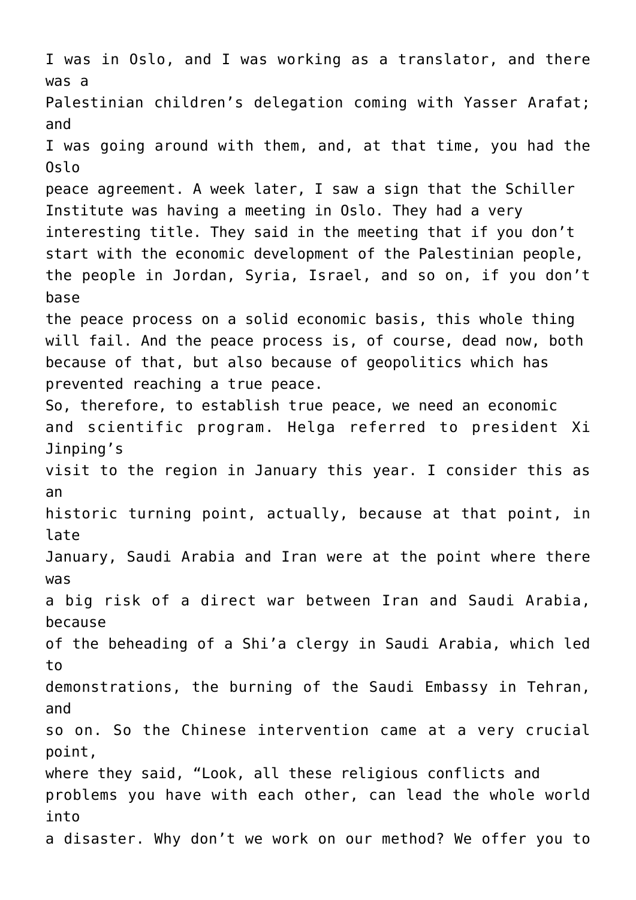I was in Oslo, and I was working as a translator, and there was a Palestinian children's delegation coming with Yasser Arafat; and I was going around with them, and, at that time, you had the Oslo peace agreement. A week later, I saw a sign that the Schiller Institute was having a meeting in Oslo. They had a very interesting title. They said in the meeting that if you don't start with the economic development of the Palestinian people, the people in Jordan, Syria, Israel, and so on, if you don't base the peace process on a solid economic basis, this whole thing will fail. And the peace process is, of course, dead now, both because of that, but also because of geopolitics which has prevented reaching a true peace.

So, therefore, to establish true peace, we need an economic and scientific program. Helga referred to president Xi Jinping's visit to the region in January this year. I consider this as an historic turning point, actually, because at that point, in late January, Saudi Arabia and Iran were at the point where there was a big risk of a direct war between Iran and Saudi Arabia, because of the beheading of a Shi'a clergy in Saudi Arabia, which led to demonstrations, the burning of the Saudi Embassy in Tehran, and so on. So the Chinese intervention came at a very crucial point, where they said, "Look, all these religious conflicts and problems you have with each other, can lead the whole world into a disaster. Why don't we work on our method? We offer you to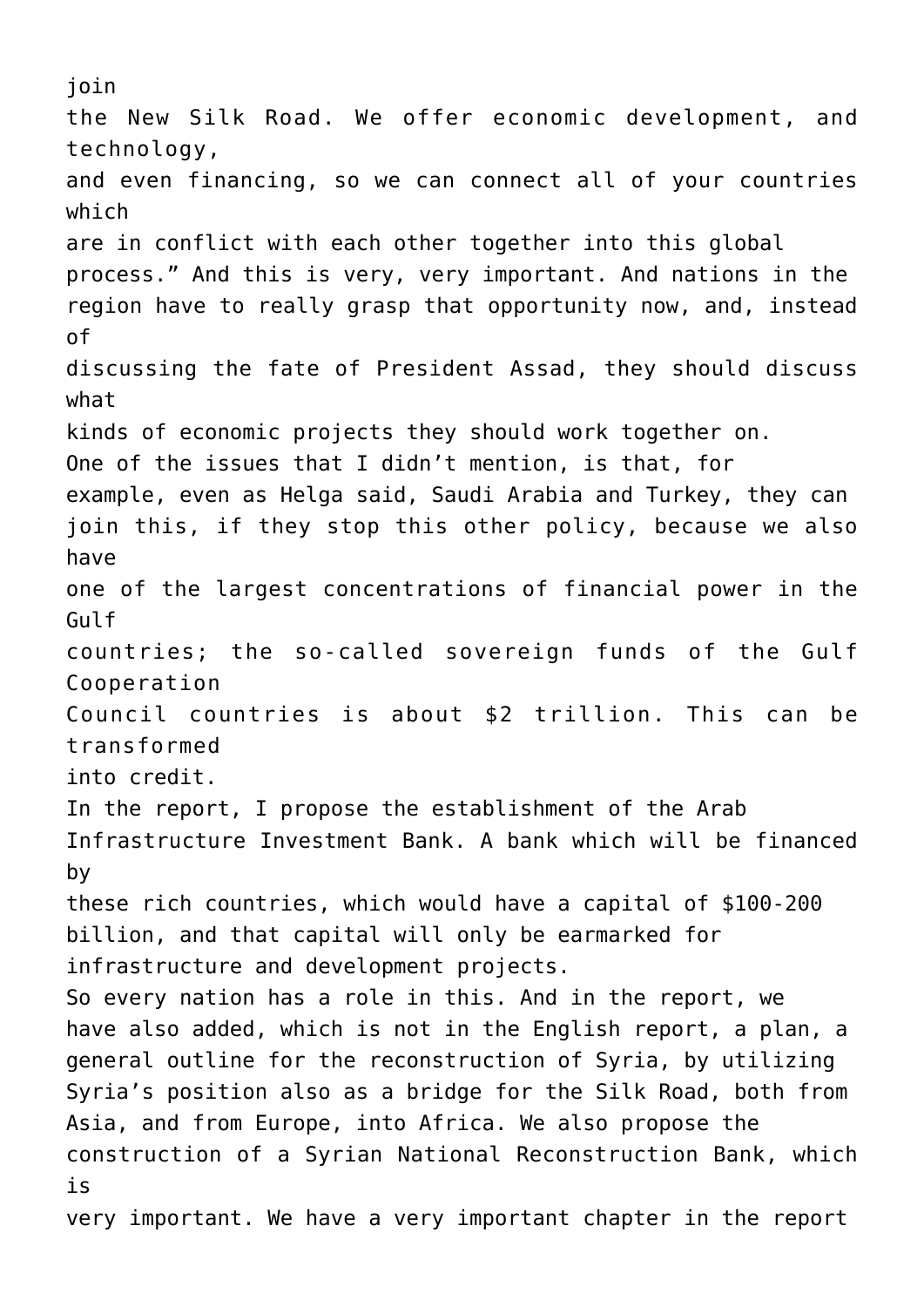join the New Silk Road. We offer economic development, and technology, and even financing, so we can connect all of your countries which are in conflict with each other together into this global process.” And this is very, very important. And nations in the region have to really grasp that opportunity now, and, instead of discussing the fate of President Assad, they should discuss what kinds of economic projects they should work together on.

One of the issues that I didn’t mention, is that, for example, even as Helga said, Saudi Arabia and Turkey, they can join this, if they stop this other policy, because we also have one of the largest concentrations of financial power in the Gulf countries; the so-called sovereign funds of the Gulf Cooperation Council countries is about $2 trillion. This can be transformed into credit.

In the report, I propose the establishment of the Arab Infrastructure Investment Bank. A bank which will be financed by these rich countries, which would have a capital of $100-200 billion, and that capital will only be earmarked for infrastructure and development projects.

So every nation has a role in this. And in the report, we have also added, which is not in the English report, a plan, a general outline for the reconstruction of Syria, by utilizing Syria’s position also as a bridge for the Silk Road, both from Asia, and from Europe, into Africa. We also propose the construction of a Syrian National Reconstruction Bank, which is very important. We have a very important chapter in the report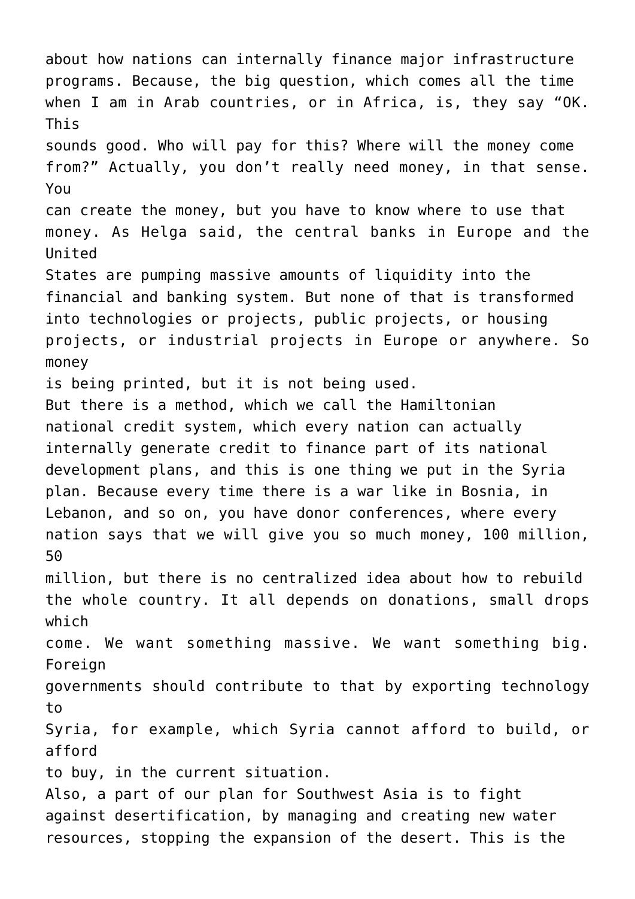about how nations can internally finance major infrastructure programs. Because, the big question, which comes all the time when I am in Arab countries, or in Africa, is, they say "OK. This sounds good. Who will pay for this? Where will the money come from?" Actually, you don't really need money, in that sense. You can create the money, but you have to know where to use that money. As Helga said, the central banks in Europe and the United States are pumping massive amounts of liquidity into the financial and banking system. But none of that is transformed into technologies or projects, public projects, or housing projects, or industrial projects in Europe or anywhere. So money is being printed, but it is not being used.

But there is a method, which we call the Hamiltonian national credit system, which every nation can actually internally generate credit to finance part of its national development plans, and this is one thing we put in the Syria plan. Because every time there is a war like in Bosnia, in Lebanon, and so on, you have donor conferences, where every nation says that we will give you so much money, 100 million, 50 million, but there is no centralized idea about how to rebuild the whole country. It all depends on donations, small drops which come. We want something massive. We want something big. Foreign governments should contribute to that by exporting technology to Syria, for example, which Syria cannot afford to build, or afford to buy, in the current situation.

Also, a part of our plan for Southwest Asia is to fight against desertification, by managing and creating new water resources, stopping the expansion of the desert. This is the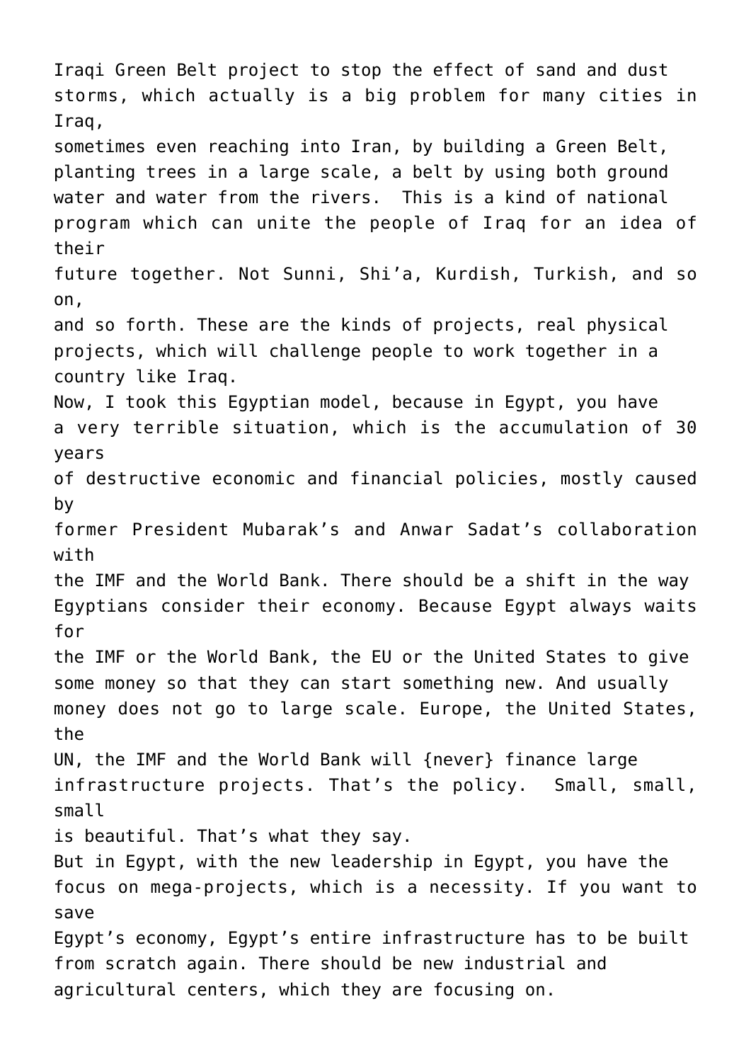Iraqi Green Belt project to stop the effect of sand and dust storms, which actually is a big problem for many cities in Iraq, sometimes even reaching into Iran, by building a Green Belt, planting trees in a large scale, a belt by using both ground water and water from the rivers. This is a kind of national program which can unite the people of Iraq for an idea of their future together. Not Sunni, Shi'a, Kurdish, Turkish, and so on, and so forth. These are the kinds of projects, real physical projects, which will challenge people to work together in a country like Iraq.

Now, I took this Egyptian model, because in Egypt, you have a very terrible situation, which is the accumulation of 30 years of destructive economic and financial policies, mostly caused by former President Mubarak's and Anwar Sadat's collaboration with the IMF and the World Bank. There should be a shift in the way Egyptians consider their economy. Because Egypt always waits for the IMF or the World Bank, the EU or the United States to give some money so that they can start something new. And usually money does not go to large scale. Europe, the United States, the UN, the IMF and the World Bank will {never} finance large infrastructure projects. That's the policy. Small, small, small is beautiful. That's what they say.

But in Egypt, with the new leadership in Egypt, you have the focus on mega-projects, which is a necessity. If you want to save Egypt's economy, Egypt's entire infrastructure has to be built from scratch again. There should be new industrial and agricultural centers, which they are focusing on.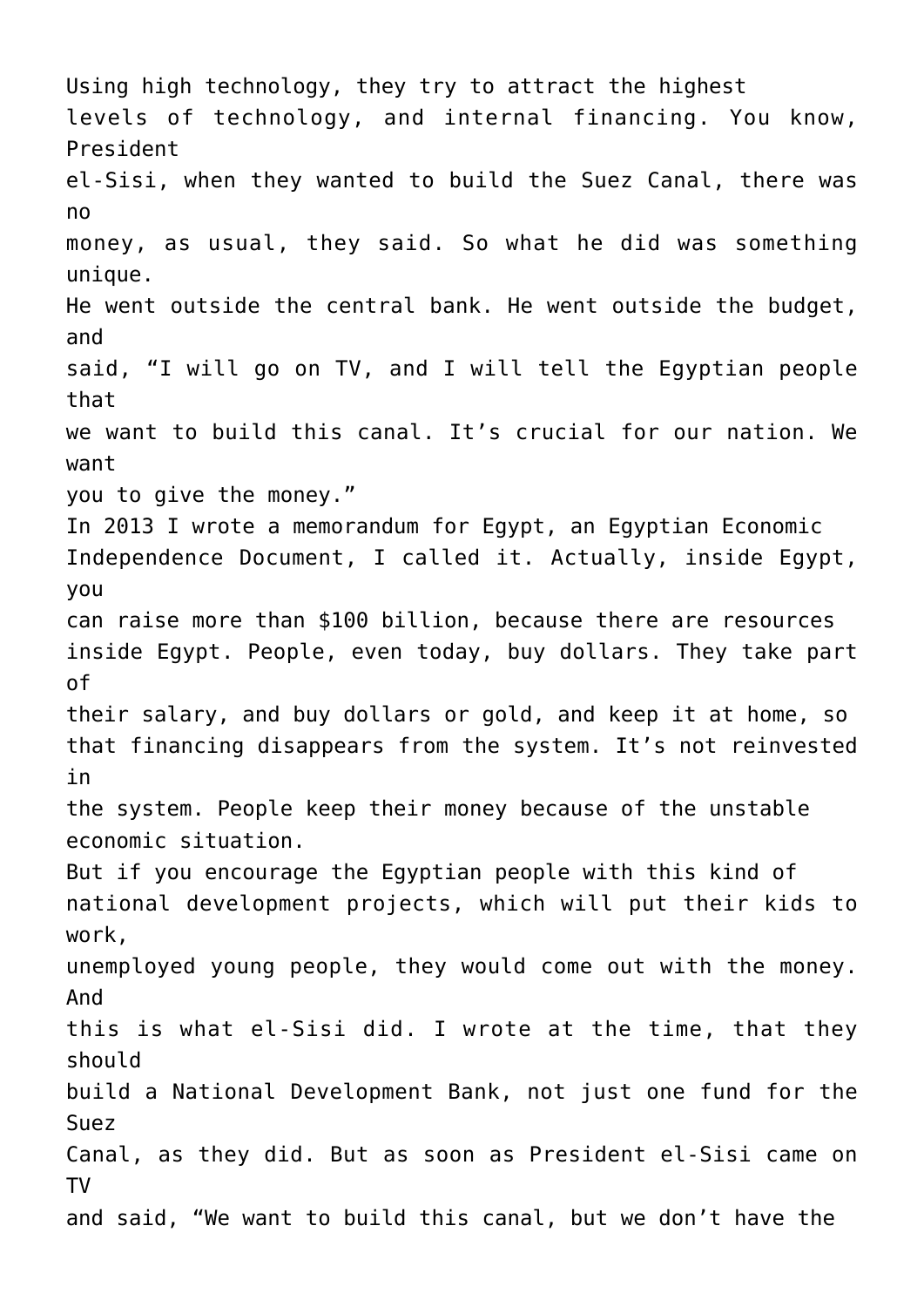Using high technology, they try to attract the highest levels of technology, and internal financing. You know, President el-Sisi, when they wanted to build the Suez Canal, there was no money, as usual, they said. So what he did was something unique. He went outside the central bank. He went outside the budget, and said, “I will go on TV, and I will tell the Egyptian people that we want to build this canal. It’s crucial for our nation. We want you to give the money.”

In 2013 I wrote a memorandum for Egypt, an Egyptian Economic Independence Document, I called it. Actually, inside Egypt, you can raise more than $100 billion, because there are resources inside Egypt. People, even today, buy dollars. They take part of their salary, and buy dollars or gold, and keep it at home, so that financing disappears from the system. It’s not reinvested in the system. People keep their money because of the unstable economic situation.

But if you encourage the Egyptian people with this kind of national development projects, which will put their kids to work, unemployed young people, they would come out with the money. And this is what el-Sisi did. I wrote at the time, that they should build a National Development Bank, not just one fund for the Suez Canal, as they did. But as soon as President el-Sisi came on TV and said, “We want to build this canal, but we don’t have the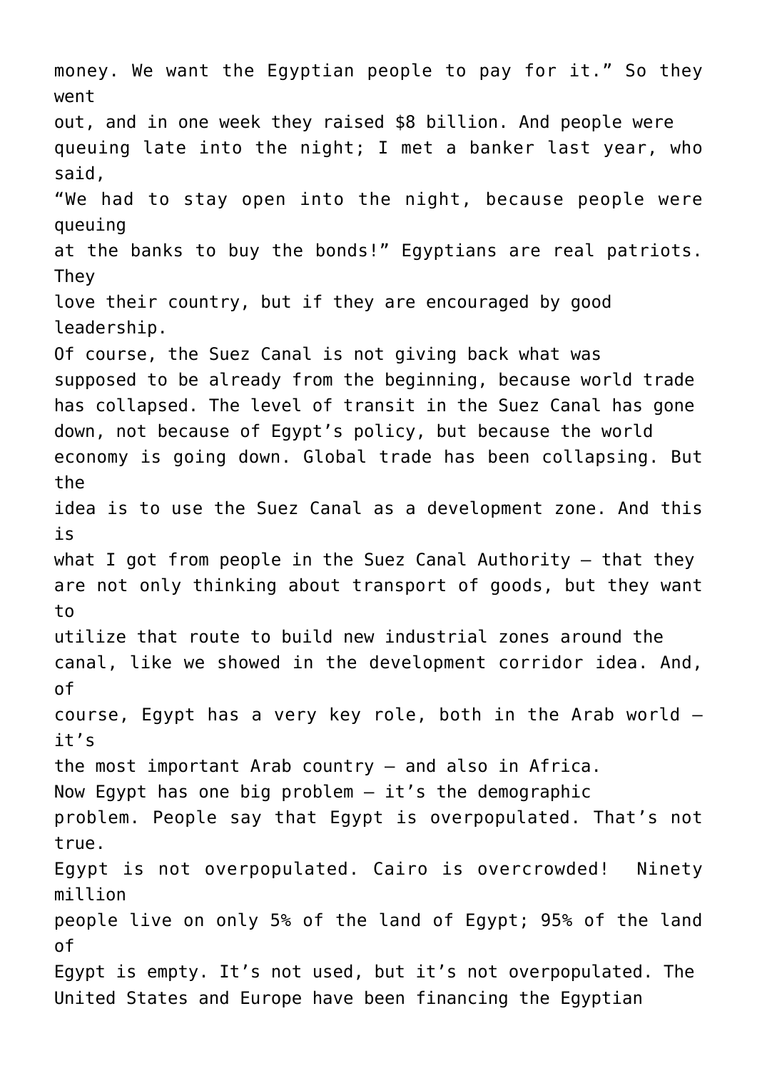money. We want the Egyptian people to pay for it." So they went out, and in one week they raised $8 billion. And people were queuing late into the night; I met a banker last year, who said, "We had to stay open into the night, because people were queuing at the banks to buy the bonds!" Egyptians are real patriots. They love their country, but if they are encouraged by good leadership.

Of course, the Suez Canal is not giving back what was supposed to be already from the beginning, because world trade has collapsed. The level of transit in the Suez Canal has gone down, not because of Egypt's policy, but because the world economy is going down. Global trade has been collapsing. But the idea is to use the Suez Canal as a development zone. And this is what I got from people in the Suez Canal Authority — that they are not only thinking about transport of goods, but they want to utilize that route to build new industrial zones around the canal, like we showed in the development corridor idea. And, of course, Egypt has a very key role, both in the Arab world — it's the most important Arab country — and also in Africa.

Now Egypt has one big problem — it's the demographic problem. People say that Egypt is overpopulated. That's not true. Egypt is not overpopulated. Cairo is overcrowded! Ninety million people live on only 5% of the land of Egypt; 95% of the land of Egypt is empty. It's not used, but it's not overpopulated. The United States and Europe have been financing the Egyptian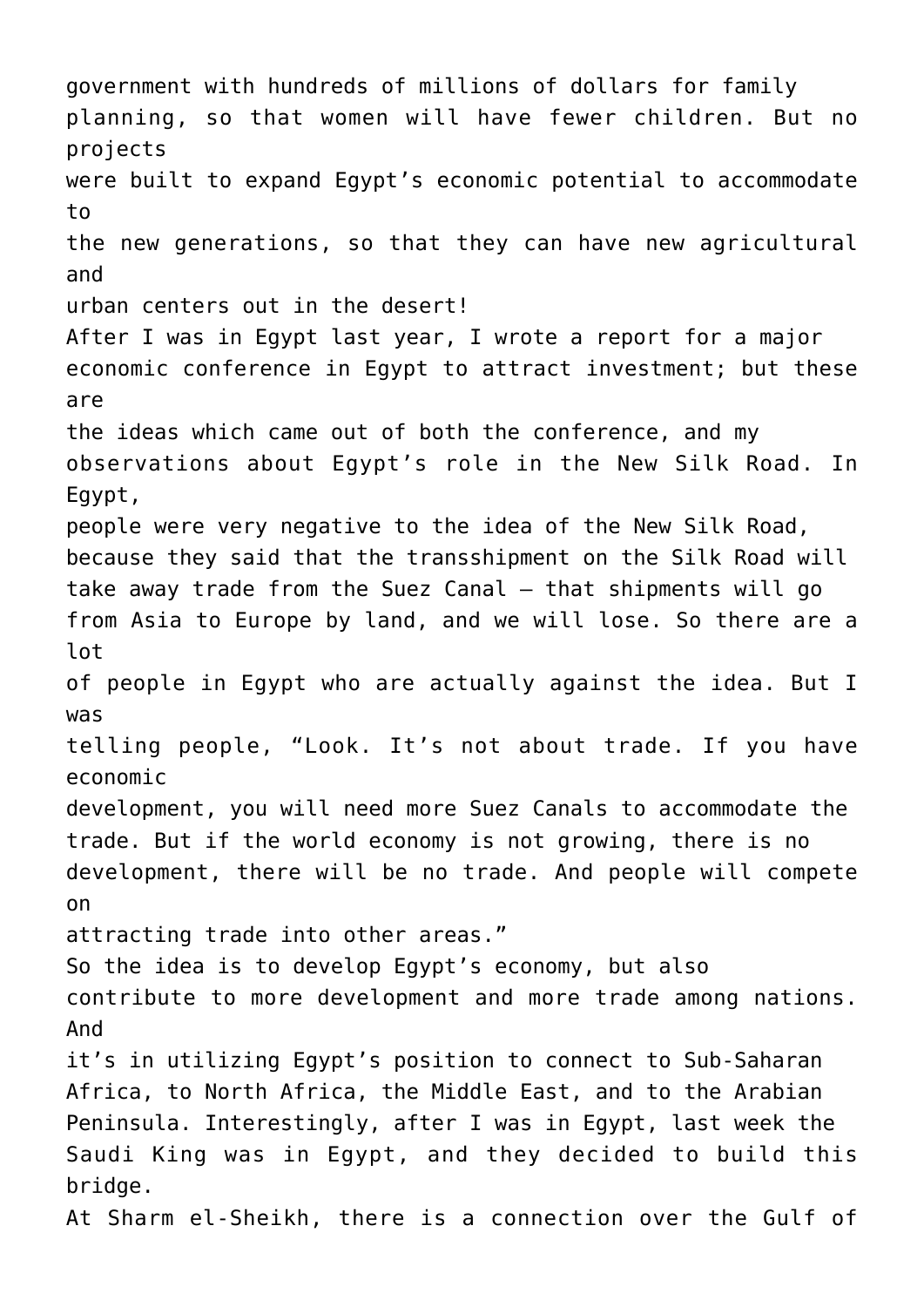government with hundreds of millions of dollars for family planning, so that women will have fewer children. But no projects were built to expand Egypt's economic potential to accommodate to the new generations, so that they can have new agricultural and urban centers out in the desert!

After I was in Egypt last year, I wrote a report for a major economic conference in Egypt to attract investment; but these are the ideas which came out of both the conference, and my observations about Egypt's role in the New Silk Road. In Egypt, people were very negative to the idea of the New Silk Road, because they said that the transshipment on the Silk Road will take away trade from the Suez Canal — that shipments will go from Asia to Europe by land, and we will lose. So there are a lot of people in Egypt who are actually against the idea. But I was telling people, "Look. It's not about trade. If you have economic development, you will need more Suez Canals to accommodate the trade. But if the world economy is not growing, there is no development, there will be no trade. And people will compete on attracting trade into other areas."

So the idea is to develop Egypt's economy, but also contribute to more development and more trade among nations. And it's in utilizing Egypt's position to connect to Sub-Saharan Africa, to North Africa, the Middle East, and to the Arabian Peninsula. Interestingly, after I was in Egypt, last week the Saudi King was in Egypt, and they decided to build this bridge.

At Sharm el-Sheikh, there is a connection over the Gulf of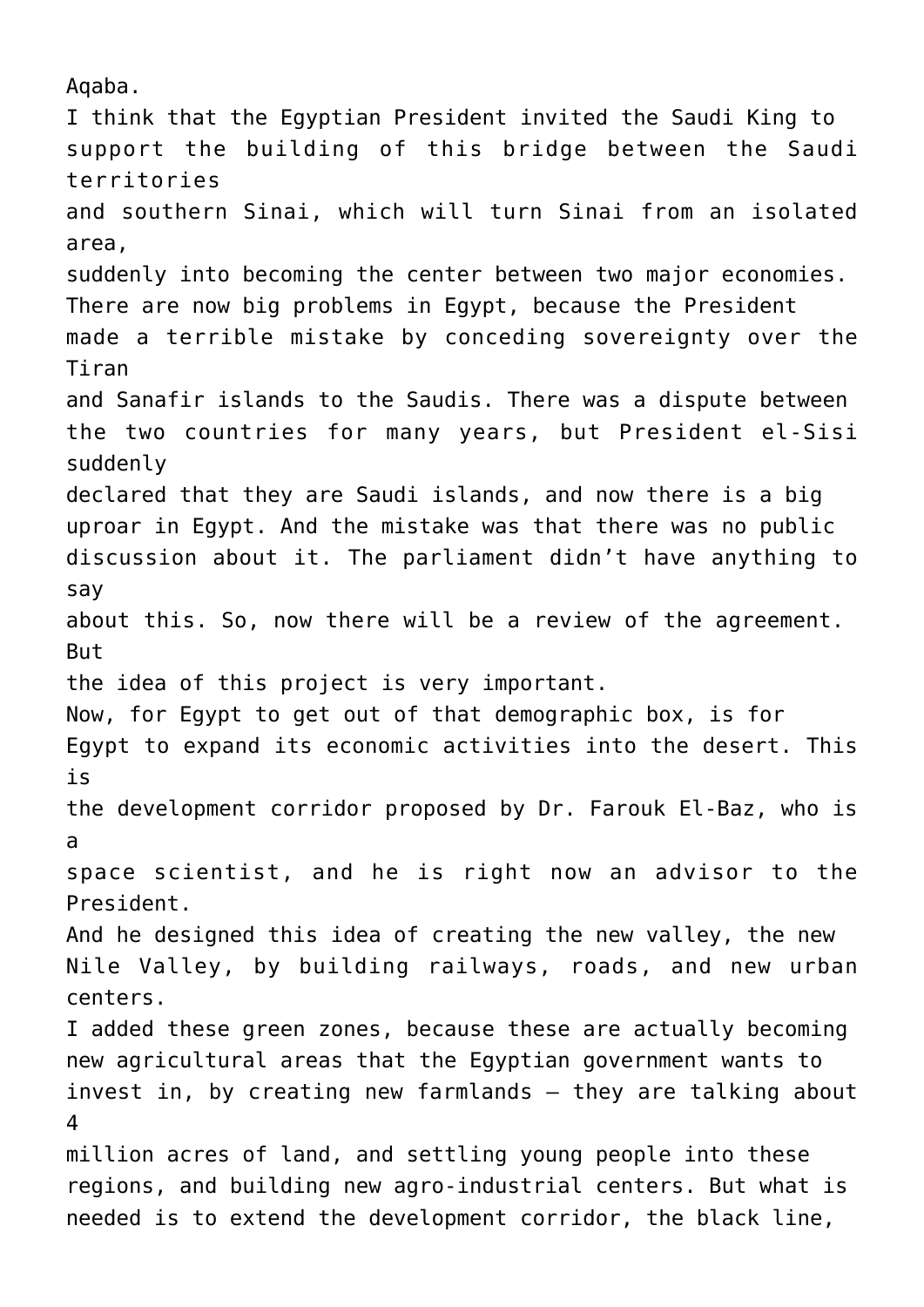Aqaba.

I think that the Egyptian President invited the Saudi King to support the building of this bridge between the Saudi territories and southern Sinai, which will turn Sinai from an isolated area, suddenly into becoming the center between two major economies. There are now big problems in Egypt, because the President made a terrible mistake by conceding sovereignty over the Tiran and Sanafir islands to the Saudis. There was a dispute between the two countries for many years, but President el-Sisi suddenly declared that they are Saudi islands, and now there is a big uproar in Egypt. And the mistake was that there was no public discussion about it. The parliament didn't have anything to say about this. So, now there will be a review of the agreement. But the idea of this project is very important.

Now, for Egypt to get out of that demographic box, is for Egypt to expand its economic activities into the desert. This is the development corridor proposed by Dr. Farouk El-Baz, who is a space scientist, and he is right now an advisor to the President.

And he designed this idea of creating the new valley, the new Nile Valley, by building railways, roads, and new urban centers.

I added these green zones, because these are actually becoming new agricultural areas that the Egyptian government wants to invest in, by creating new farmlands — they are talking about 4 million acres of land, and settling young people into these regions, and building new agro-industrial centers. But what is needed is to extend the development corridor, the black line,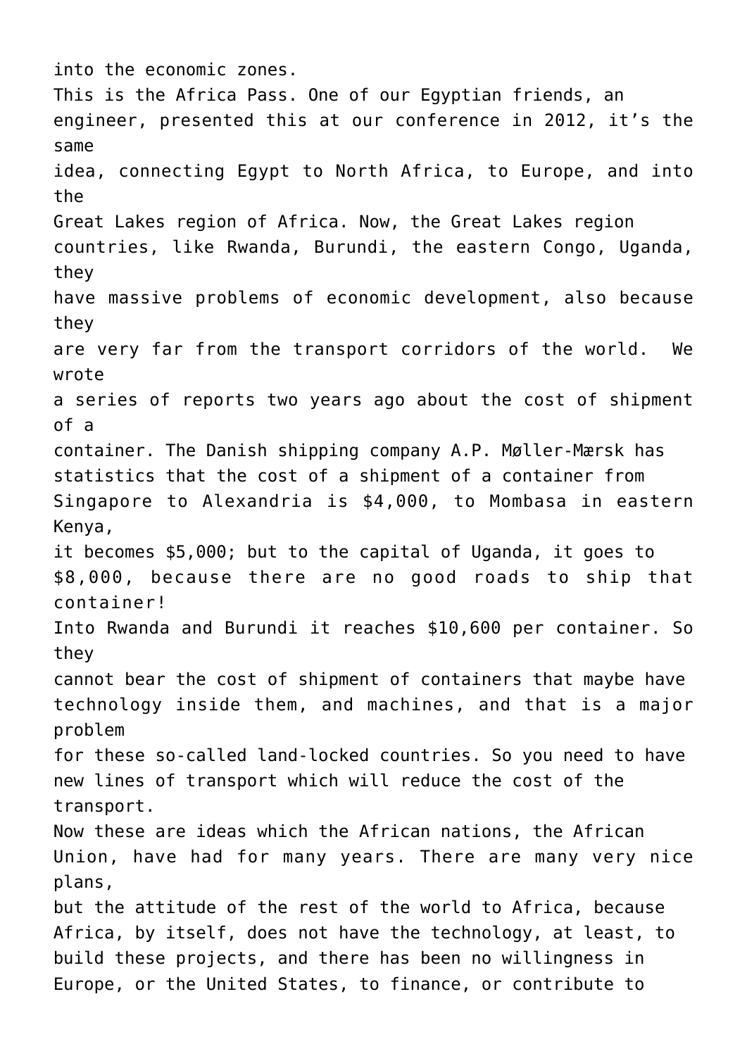into the economic zones.

This is the Africa Pass. One of our Egyptian friends, an engineer, presented this at our conference in 2012, it's the same idea, connecting Egypt to North Africa, to Europe, and into the Great Lakes region of Africa. Now, the Great Lakes region countries, like Rwanda, Burundi, the eastern Congo, Uganda, they have massive problems of economic development, also because they are very far from the transport corridors of the world. We wrote a series of reports two years ago about the cost of shipment of a container. The Danish shipping company A.P. Møller-Mærsk has statistics that the cost of a shipment of a container from Singapore to Alexandria is $4,000, to Mombasa in eastern Kenya, it becomes $5,000; but to the capital of Uganda, it goes to $8,000, because there are no good roads to ship that container! Into Rwanda and Burundi it reaches $10,600 per container. So they cannot bear the cost of shipment of containers that maybe have technology inside them, and machines, and that is a major problem for these so-called land-locked countries. So you need to have new lines of transport which will reduce the cost of the transport.

Now these are ideas which the African nations, the African Union, have had for many years. There are many very nice plans, but the attitude of the rest of the world to Africa, because Africa, by itself, does not have the technology, at least, to build these projects, and there has been no willingness in Europe, or the United States, to finance, or contribute to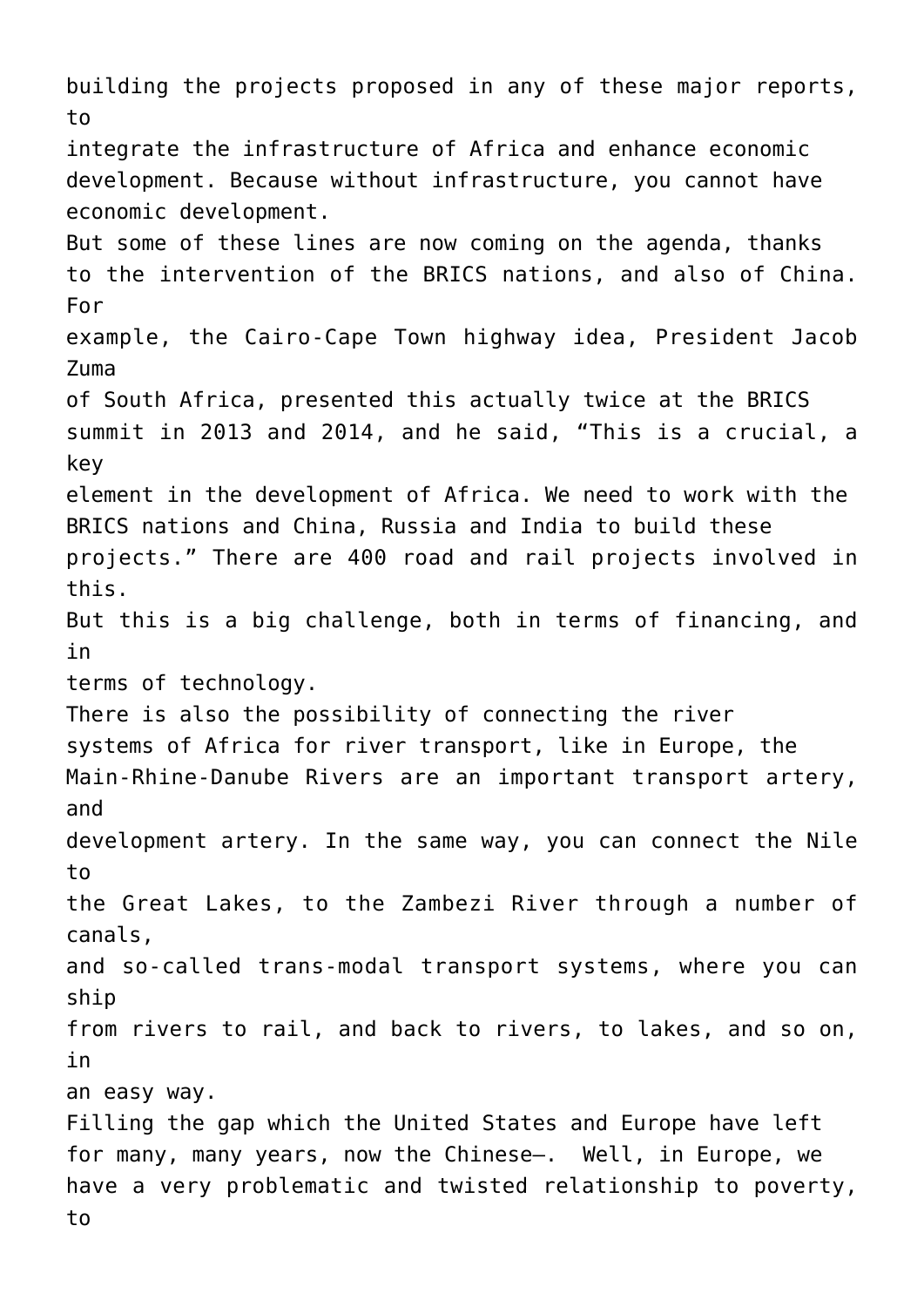building the projects proposed in any of these major reports, to integrate the infrastructure of Africa and enhance economic development. Because without infrastructure, you cannot have economic development.

But some of these lines are now coming on the agenda, thanks to the intervention of the BRICS nations, and also of China. For example, the Cairo-Cape Town highway idea, President Jacob Zuma of South Africa, presented this actually twice at the BRICS summit in 2013 and 2014, and he said, "This is a crucial, a key element in the development of Africa. We need to work with the BRICS nations and China, Russia and India to build these projects." There are 400 road and rail projects involved in this.

But this is a big challenge, both in terms of financing, and in terms of technology.

There is also the possibility of connecting the river systems of Africa for river transport, like in Europe, the Main-Rhine-Danube Rivers are an important transport artery, and development artery. In the same way, you can connect the Nile to the Great Lakes, to the Zambezi River through a number of canals, and so-called trans-modal transport systems, where you can ship from rivers to rail, and back to rivers, to lakes, and so on, in an easy way.

Filling the gap which the United States and Europe have left for many, many years, now the Chinese—. Well, in Europe, we have a very problematic and twisted relationship to poverty, to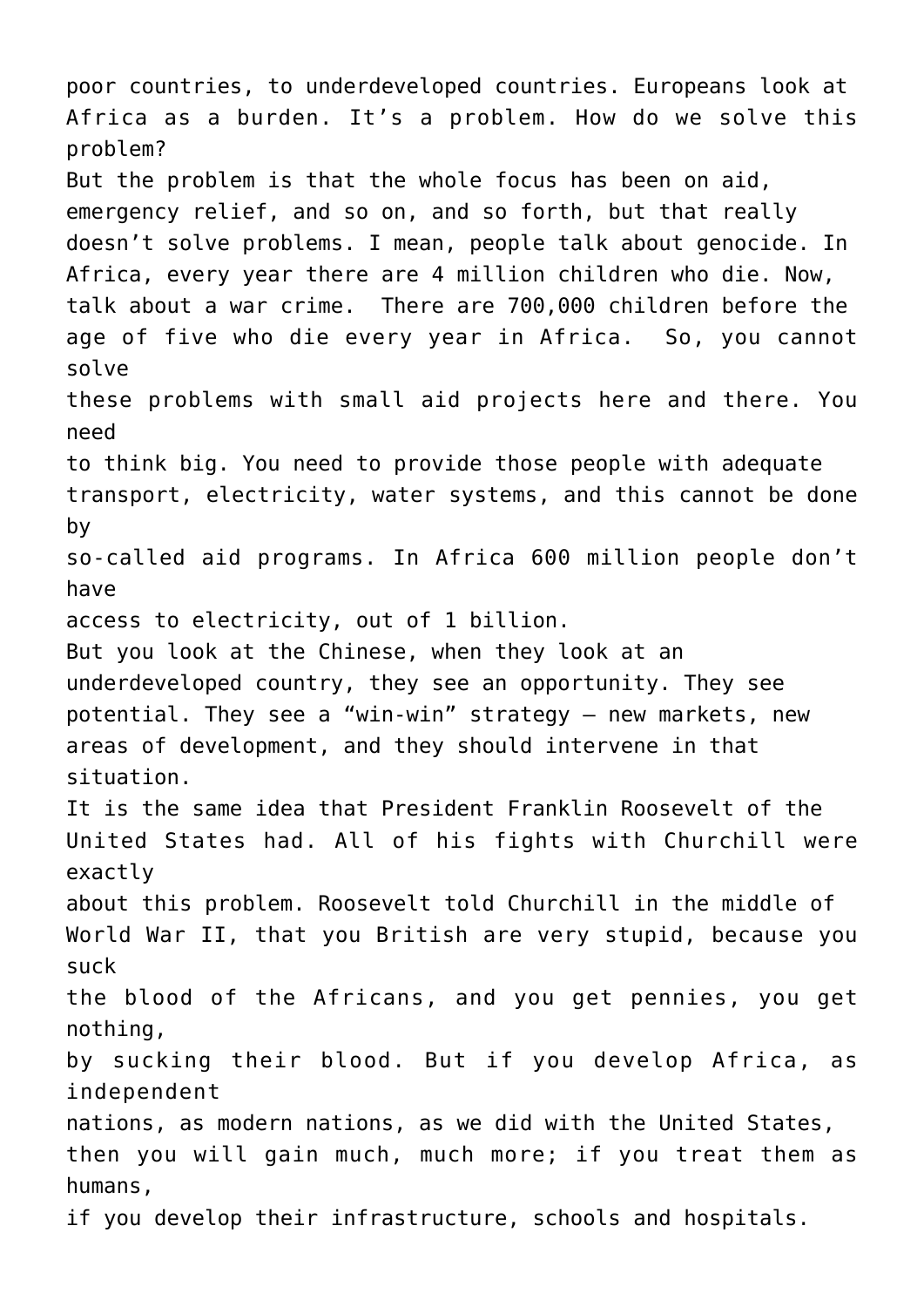poor countries, to underdeveloped countries. Europeans look at Africa as a burden. It's a problem. How do we solve this problem?

But the problem is that the whole focus has been on aid, emergency relief, and so on, and so forth, but that really doesn't solve problems. I mean, people talk about genocide. In Africa, every year there are 4 million children who die. Now, talk about a war crime. There are 700,000 children before the age of five who die every year in Africa. So, you cannot solve these problems with small aid projects here and there. You need to think big. You need to provide those people with adequate transport, electricity, water systems, and this cannot be done by so-called aid programs. In Africa 600 million people don't have access to electricity, out of 1 billion.

But you look at the Chinese, when they look at an underdeveloped country, they see an opportunity. They see potential. They see a "win-win" strategy — new markets, new areas of development, and they should intervene in that situation.

It is the same idea that President Franklin Roosevelt of the United States had. All of his fights with Churchill were exactly about this problem. Roosevelt told Churchill in the middle of World War II, that you British are very stupid, because you suck the blood of the Africans, and you get pennies, you get nothing, by sucking their blood. But if you develop Africa, as independent nations, as modern nations, as we did with the United States, then you will gain much, much more; if you treat them as humans, if you develop their infrastructure, schools and hospitals.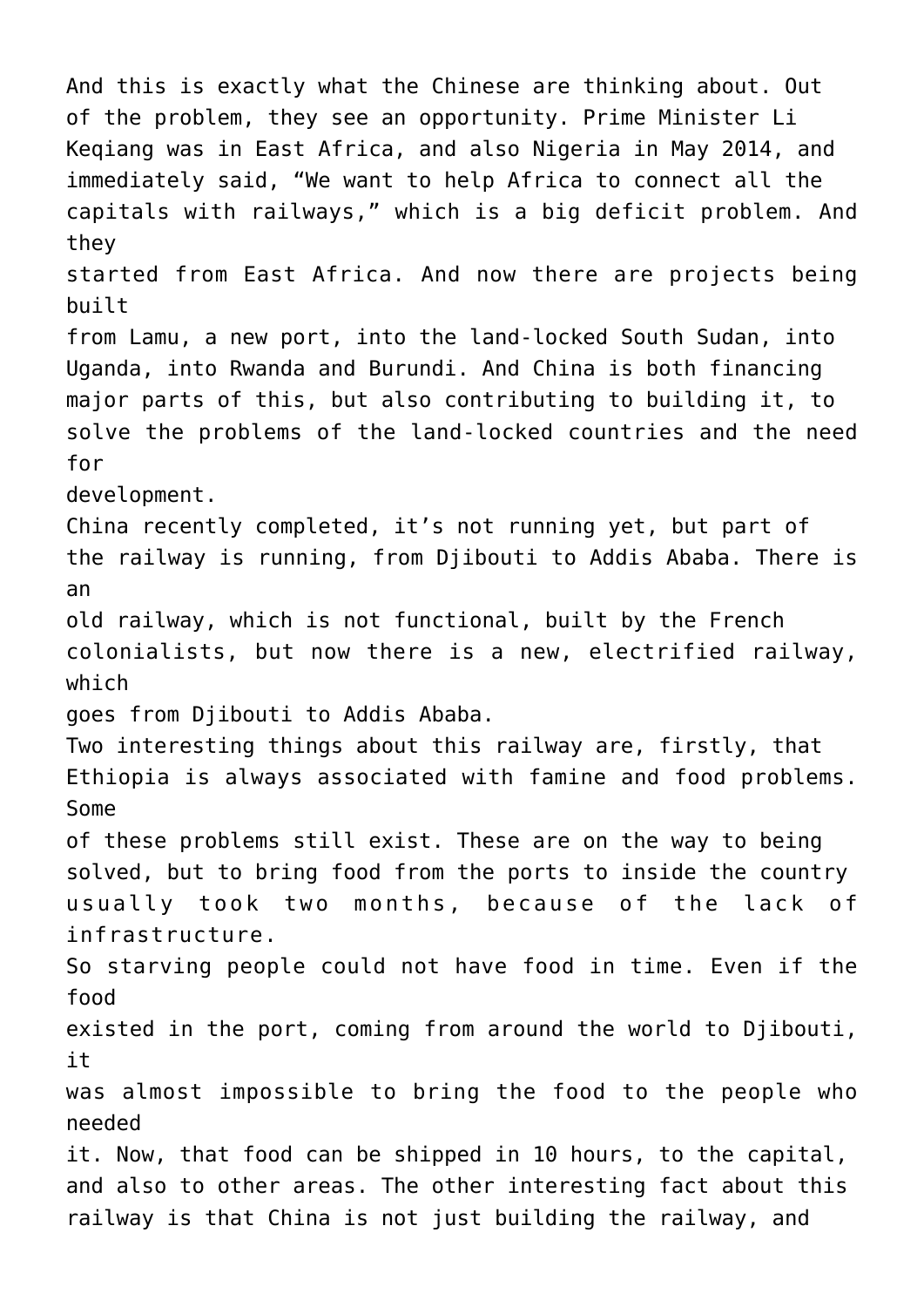And this is exactly what the Chinese are thinking about. Out of the problem, they see an opportunity. Prime Minister Li Keqiang was in East Africa, and also Nigeria in May 2014, and immediately said, "We want to help Africa to connect all the capitals with railways," which is a big deficit problem. And they started from East Africa. And now there are projects being built from Lamu, a new port, into the land-locked South Sudan, into Uganda, into Rwanda and Burundi. And China is both financing major parts of this, but also contributing to building it, to solve the problems of the land-locked countries and the need for development.

China recently completed, it's not running yet, but part of the railway is running, from Djibouti to Addis Ababa. There is an old railway, which is not functional, built by the French colonialists, but now there is a new, electrified railway, which goes from Djibouti to Addis Ababa.

Two interesting things about this railway are, firstly, that Ethiopia is always associated with famine and food problems. Some of these problems still exist. These are on the way to being solved, but to bring food from the ports to inside the country usually took two months, because of the lack of infrastructure.

So starving people could not have food in time. Even if the food existed in the port, coming from around the world to Djibouti, it was almost impossible to bring the food to the people who needed it. Now, that food can be shipped in 10 hours, to the capital, and also to other areas. The other interesting fact about this railway is that China is not just building the railway, and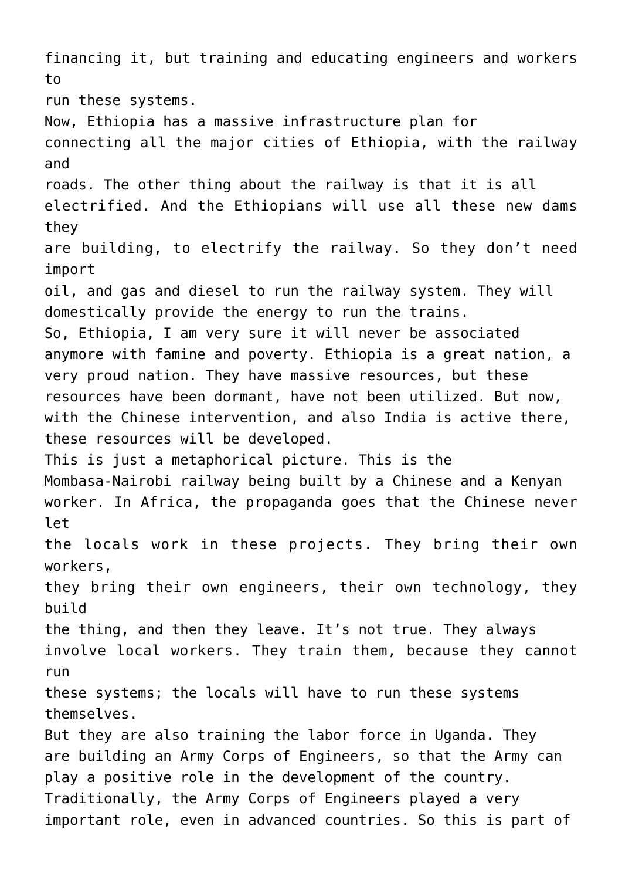financing it, but training and educating engineers and workers to run these systems.

Now, Ethiopia has a massive infrastructure plan for connecting all the major cities of Ethiopia, with the railway and roads. The other thing about the railway is that it is all electrified. And the Ethiopians will use all these new dams they are building, to electrify the railway. So they don't need import oil, and gas and diesel to run the railway system. They will domestically provide the energy to run the trains.

So, Ethiopia, I am very sure it will never be associated anymore with famine and poverty. Ethiopia is a great nation, a very proud nation. They have massive resources, but these resources have been dormant, have not been utilized. But now, with the Chinese intervention, and also India is active there, these resources will be developed.

This is just a metaphorical picture. This is the Mombasa-Nairobi railway being built by a Chinese and a Kenyan worker. In Africa, the propaganda goes that the Chinese never let the locals work in these projects. They bring their own workers, they bring their own engineers, their own technology, they build the thing, and then they leave. It's not true. They always involve local workers. They train them, because they cannot run these systems; the locals will have to run these systems themselves.

But they are also training the labor force in Uganda. They are building an Army Corps of Engineers, so that the Army can play a positive role in the development of the country. Traditionally, the Army Corps of Engineers played a very important role, even in advanced countries. So this is part of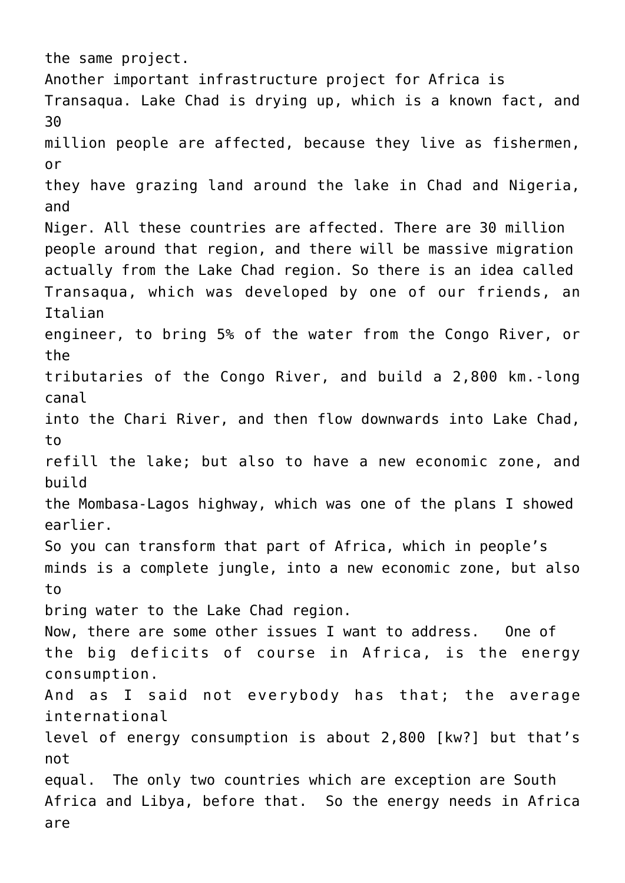the same project.

Another important infrastructure project for Africa is Transaqua. Lake Chad is drying up, which is a known fact, and 30 million people are affected, because they live as fishermen, or they have grazing land around the lake in Chad and Nigeria, and Niger. All these countries are affected. There are 30 million people around that region, and there will be massive migration actually from the Lake Chad region. So there is an idea called Transaqua, which was developed by one of our friends, an Italian engineer, to bring 5% of the water from the Congo River, or the tributaries of the Congo River, and build a 2,800 km.-long canal into the Chari River, and then flow downwards into Lake Chad, to refill the lake; but also to have a new economic zone, and build the Mombasa-Lagos highway, which was one of the plans I showed earlier.

So you can transform that part of Africa, which in people's minds is a complete jungle, into a new economic zone, but also to bring water to the Lake Chad region.

Now, there are some other issues I want to address. One of the big deficits of course in Africa, is the energy consumption. And as I said not everybody has that; the average international level of energy consumption is about 2,800 [kw?] but that's not equal. The only two countries which are exception are South Africa and Libya, before that. So the energy needs in Africa are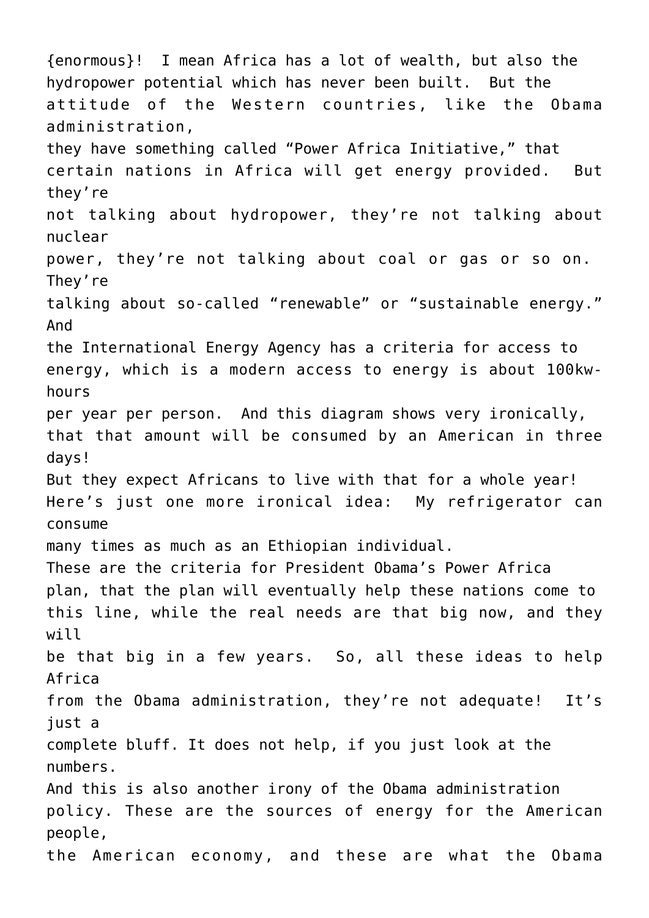{enormous}! I mean Africa has a lot of wealth, but also the hydropower potential which has never been built. But the attitude of the Western countries, like the Obama administration, they have something called "Power Africa Initiative," that certain nations in Africa will get energy provided. But they're not talking about hydropower, they're not talking about nuclear power, they're not talking about coal or gas or so on. They're talking about so-called "renewable" or "sustainable energy." And the International Energy Agency has a criteria for access to energy, which is a modern access to energy is about 100kw-hours per year per person. And this diagram shows very ironically, that that amount will be consumed by an American in three days! But they expect Africans to live with that for a whole year! Here's just one more ironical idea: My refrigerator can consume many times as much as an Ethiopian individual. These are the criteria for President Obama's Power Africa plan, that the plan will eventually help these nations come to this line, while the real needs are that big now, and they will be that big in a few years. So, all these ideas to help Africa from the Obama administration, they're not adequate! It's just a complete bluff. It does not help, if you just look at the numbers. And this is also another irony of the Obama administration policy. These are the sources of energy for the American people, the American economy, and these are what the Obama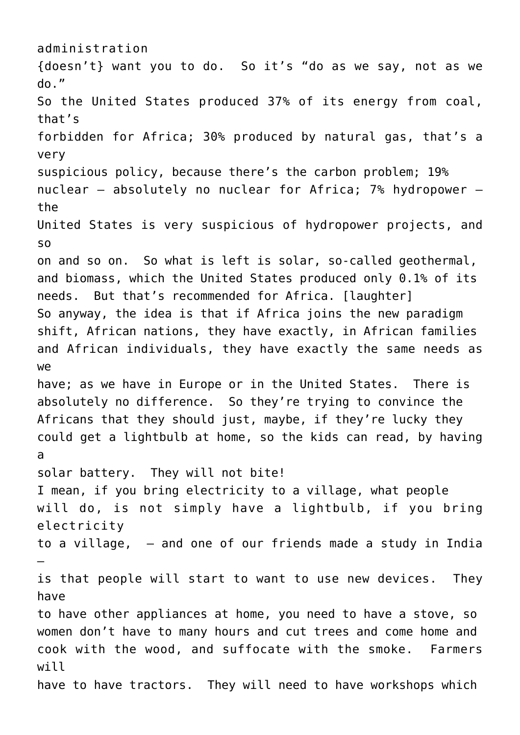administration {doesn't} want you to do. So it's "do as we say, not as we do."

So the United States produced 37% of its energy from coal, that's forbidden for Africa; 30% produced by natural gas, that's a very suspicious policy, because there's the carbon problem; 19% nuclear — absolutely no nuclear for Africa; 7% hydropower — the United States is very suspicious of hydropower projects, and so on and so on. So what is left is solar, so-called geothermal, and biomass, which the United States produced only 0.1% of its needs. But that's recommended for Africa. [laughter]

So anyway, the idea is that if Africa joins the new paradigm shift, African nations, they have exactly, in African families and African individuals, they have exactly the same needs as we have; as we have in Europe or in the United States. There is absolutely no difference. So they're trying to convince the Africans that they should just, maybe, if they're lucky they could get a lightbulb at home, so the kids can read, by having a solar battery. They will not bite!

I mean, if you bring electricity to a village, what people will do, is not simply have a lightbulb, if you bring electricity to a village, — and one of our friends made a study in India — is that people will start to want to use new devices. They have to have other appliances at home, you need to have a stove, so women don't have to many hours and cut trees and come home and cook with the wood, and suffocate with the smoke. Farmers will have to have tractors. They will need to have workshops which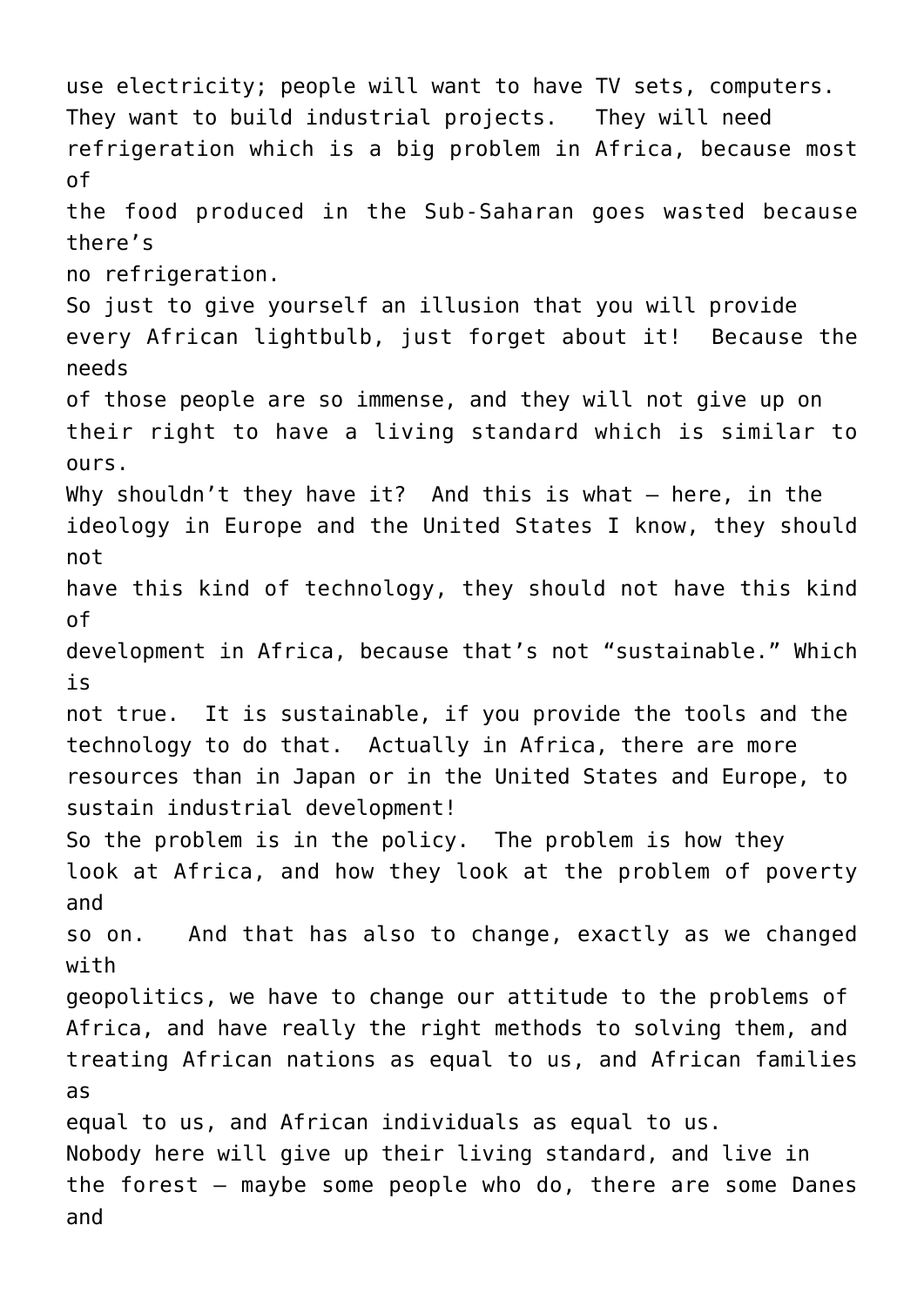use electricity; people will want to have TV sets, computers. They want to build industrial projects. They will need refrigeration which is a big problem in Africa, because most of the food produced in the Sub-Saharan goes wasted because there's no refrigeration.

So just to give yourself an illusion that you will provide every African lightbulb, just forget about it! Because the needs of those people are so immense, and they will not give up on their right to have a living standard which is similar to ours.

Why shouldn't they have it? And this is what — here, in the ideology in Europe and the United States I know, they should not have this kind of technology, they should not have this kind of development in Africa, because that's not "sustainable." Which is not true. It is sustainable, if you provide the tools and the technology to do that. Actually in Africa, there are more resources than in Japan or in the United States and Europe, to sustain industrial development!

So the problem is in the policy. The problem is how they look at Africa, and how they look at the problem of poverty and so on. And that has also to change, exactly as we changed with geopolitics, we have to change our attitude to the problems of Africa, and have really the right methods to solving them, and treating African nations as equal to us, and African families as equal to us, and African individuals as equal to us.

Nobody here will give up their living standard, and live in the forest — maybe some people who do, there are some Danes and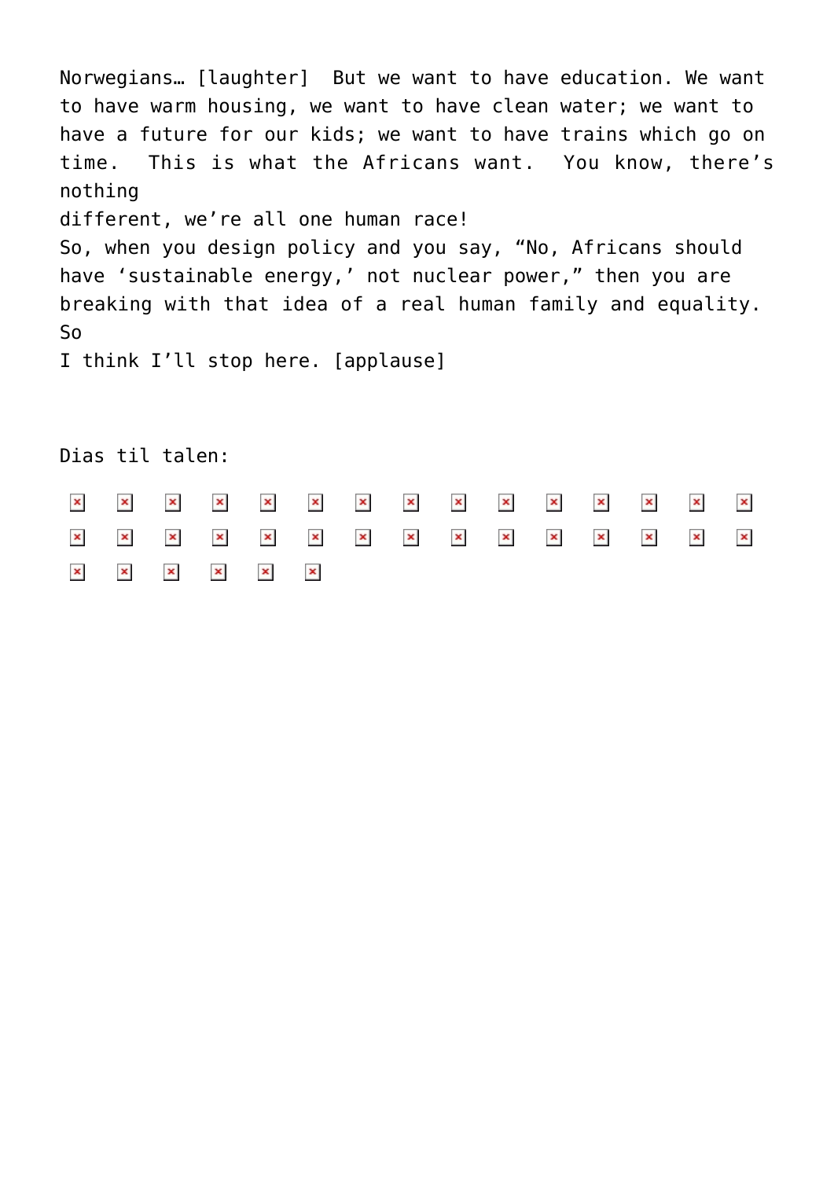Norwegians… [laughter] But we want to have education. We want to have warm housing, we want to have clean water; we want to have a future for our kids; we want to have trains which go on time. This is what the Africans want. You know, there's nothing different, we're all one human race!

So, when you design policy and you say, "No, Africans should have 'sustainable energy,' not nuclear power," then you are breaking with that idea of a real human family and equality. So I think I'll stop here. [applause]

Dias til talen: